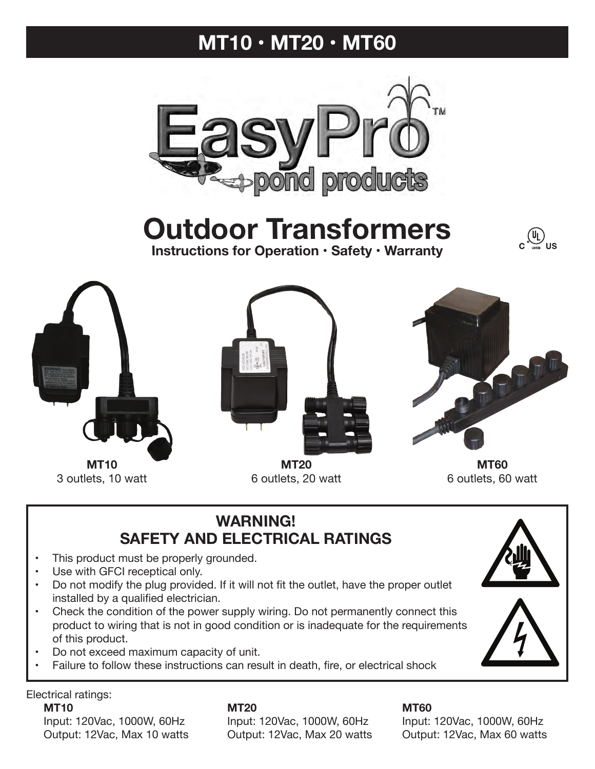# MT10 • MT20 • MT60

EasyPro™ pond products

# Outdoor Transformers

**Instructions for Operation • Safety • Warranty**

**MT10**
3 outlets, 10 watt

**MT20**
6 outlets, 20 watt

**MT60**
6 outlets, 60 watt

## WARNING!
## SAFETY AND ELECTRICAL RATINGS

- This product must be properly grounded.
- Use with GFCI receptical only.
- Do not modify the plug provided. If it will not fit the outlet, have the proper outlet installed by a qualified electrician.
- Check the condition of the power supply wiring. Do not permanently connect this product to wiring that is not in good condition or is inadequate for the requirements of this product.
- Do not exceed maximum capacity of unit.
- Failure to follow these instructions can result in death, fire, or electrical shock

Electrical ratings:

**MT10**
Input: 120Vac, 1000W, 60Hz
Output: 12Vac, Max 10 watts

**MT20**
Input: 120Vac, 1000W, 60Hz
Output: 12Vac, Max 20 watts

**MT60**
Input: 120Vac, 1000W, 60Hz
Output: 12Vac, Max 60 watts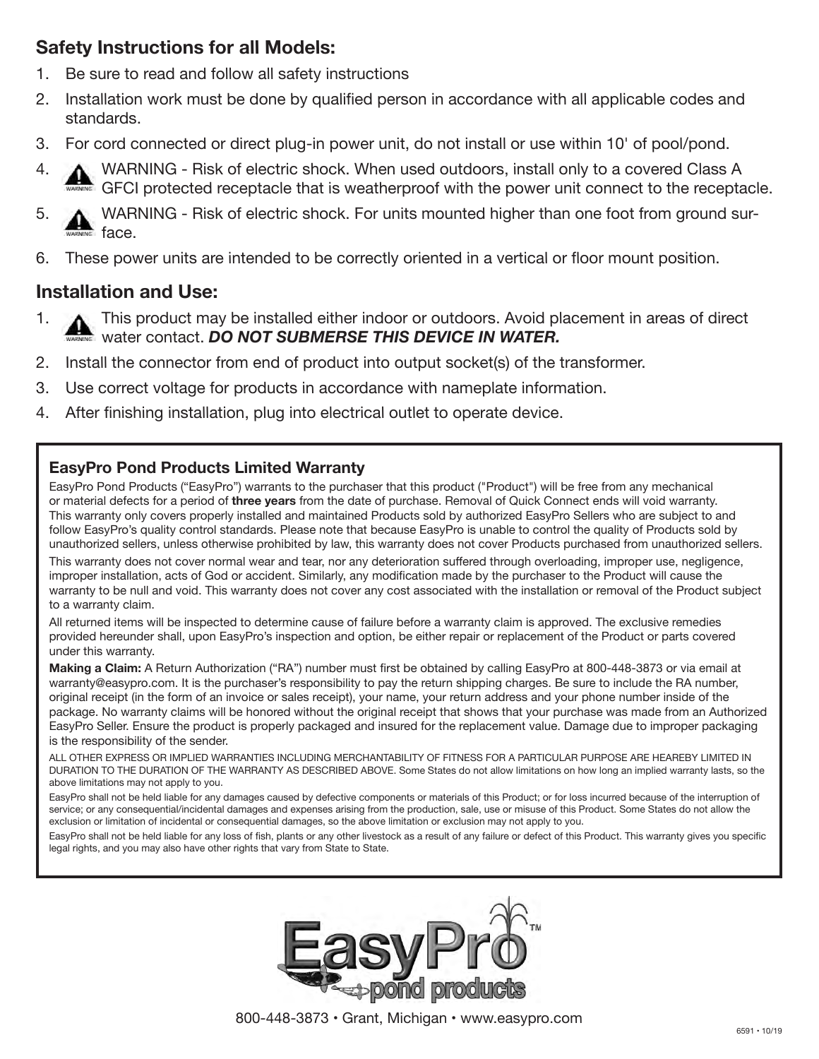## Safety Instructions for all Models:

1. Be sure to read and follow all safety instructions
2. Installation work must be done by qualified person in accordance with all applicable codes and standards.
3. For cord connected or direct plug-in power unit, do not install or use within 10' of pool/pond.
4. WARNING - Risk of electric shock. When used outdoors, install only to a covered Class A GFCI protected receptacle that is weatherproof with the power unit connect to the receptacle.
5. WARNING - Risk of electric shock. For units mounted higher than one foot from ground surface.
6. These power units are intended to be correctly oriented in a vertical or floor mount position.

## Installation and Use:

1. This product may be installed either indoor or outdoors. Avoid placement in areas of direct water contact. ***DO NOT SUBMERSE THIS DEVICE IN WATER.***
2. Install the connector from end of product into output socket(s) of the transformer.
3. Use correct voltage for products in accordance with nameplate information.
4. After finishing installation, plug into electrical outlet to operate device.

### EasyPro Pond Products Limited Warranty

EasyPro Pond Products ("EasyPro") warrants to the purchaser that this product ("Product") will be free from any mechanical or material defects for a period of **three years** from the date of purchase. Removal of Quick Connect ends will void warranty. This warranty only covers properly installed and maintained Products sold by authorized EasyPro Sellers who are subject to and follow EasyPro's quality control standards. Please note that because EasyPro is unable to control the quality of Products sold by unauthorized sellers, unless otherwise prohibited by law, this warranty does not cover Products purchased from unauthorized sellers.

This warranty does not cover normal wear and tear, nor any deterioration suffered through overloading, improper use, negligence, improper installation, acts of God or accident. Similarly, any modification made by the purchaser to the Product will cause the warranty to be null and void. This warranty does not cover any cost associated with the installation or removal of the Product subject to a warranty claim.

All returned items will be inspected to determine cause of failure before a warranty claim is approved. The exclusive remedies provided hereunder shall, upon EasyPro's inspection and option, be either repair or replacement of the Product or parts covered under this warranty.

**Making a Claim:** A Return Authorization ("RA") number must first be obtained by calling EasyPro at 800-448-3873 or via email at warranty@easypro.com. It is the purchaser's responsibility to pay the return shipping charges. Be sure to include the RA number, original receipt (in the form of an invoice or sales receipt), your name, your return address and your phone number inside of the package. No warranty claims will be honored without the original receipt that shows that your purchase was made from an Authorized EasyPro Seller. Ensure the product is properly packaged and insured for the replacement value. Damage due to improper packaging is the responsibility of the sender.

ALL OTHER EXPRESS OR IMPLIED WARRANTIES INCLUDING MERCHANTABILITY OF FITNESS FOR A PARTICULAR PURPOSE ARE HEAREBY LIMITED IN DURATION TO THE DURATION OF THE WARRANTY AS DESCRIBED ABOVE. Some States do not allow limitations on how long an implied warranty lasts, so the above limitations may not apply to you.

EasyPro shall not be held liable for any damages caused by defective components or materials of this Product; or for loss incurred because of the interruption of service; or any consequential/incidental damages and expenses arising from the production, sale, use or misuse of this Product. Some States do not allow the exclusion or limitation of incidental or consequential damages, so the above limitation or exclusion may not apply to you.

EasyPro shall not be held liable for any loss of fish, plants or any other livestock as a result of any failure or defect of this Product. This warranty gives you specific legal rights, and you may also have other rights that vary from State to State.

EasyPro™ pond products

800-448-3873 • Grant, Michigan • www.easypro.com

6591 • 10/19